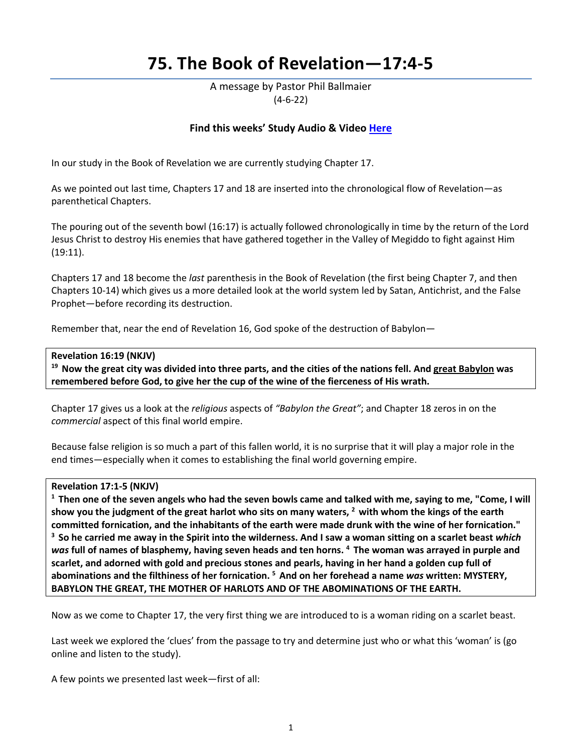# 75. The Book of Revelation—17:4-5

A message by Pastor Phil Ballmaier
(4-6-22)

**Find this weeks' Study Audio & Video Here**

In our study in the Book of Revelation we are currently studying Chapter 17.

As we pointed out last time, Chapters 17 and 18 are inserted into the chronological flow of Revelation—as parenthetical Chapters.

The pouring out of the seventh bowl (16:17) is actually followed chronologically in time by the return of the Lord Jesus Christ to destroy His enemies that have gathered together in the Valley of Megiddo to fight against Him (19:11).

Chapters 17 and 18 become the *last* parenthesis in the Book of Revelation (the first being Chapter 7, and then Chapters 10-14) which gives us a more detailed look at the world system led by Satan, Antichrist, and the False Prophet—before recording its destruction.

Remember that, near the end of Revelation 16, God spoke of the destruction of Babylon—

> **Revelation 16:19 (NKJV)**
> **19 Now the great city was divided into three parts, and the cities of the nations fell. And great Babylon was remembered before God, to give her the cup of the wine of the fierceness of His wrath.**

Chapter 17 gives us a look at the *religious* aspects of *"Babylon the Great"*; and Chapter 18 zeros in on the *commercial* aspect of this final world empire.

Because false religion is so much a part of this fallen world, it is no surprise that it will play a major role in the end times—especially when it comes to establishing the final world governing empire.

> **Revelation 17:1-5 (NKJV)**
> **1 Then one of the seven angels who had the seven bowls came and talked with me, saying to me, "Come, I will show you the judgment of the great harlot who sits on many waters, 2 with whom the kings of the earth committed fornication, and the inhabitants of the earth were made drunk with the wine of her fornication." 3 So he carried me away in the Spirit into the wilderness. And I saw a woman sitting on a scarlet beast *which was* full of names of blasphemy, having seven heads and ten horns. 4 The woman was arrayed in purple and scarlet, and adorned with gold and precious stones and pearls, having in her hand a golden cup full of abominations and the filthiness of her fornication. 5 And on her forehead a name *was* written: MYSTERY, BABYLON THE GREAT, THE MOTHER OF HARLOTS AND OF THE ABOMINATIONS OF THE EARTH.**

Now as we come to Chapter 17, the very first thing we are introduced to is a woman riding on a scarlet beast.

Last week we explored the 'clues' from the passage to try and determine just who or what this 'woman' is (go online and listen to the study).

A few points we presented last week—first of all: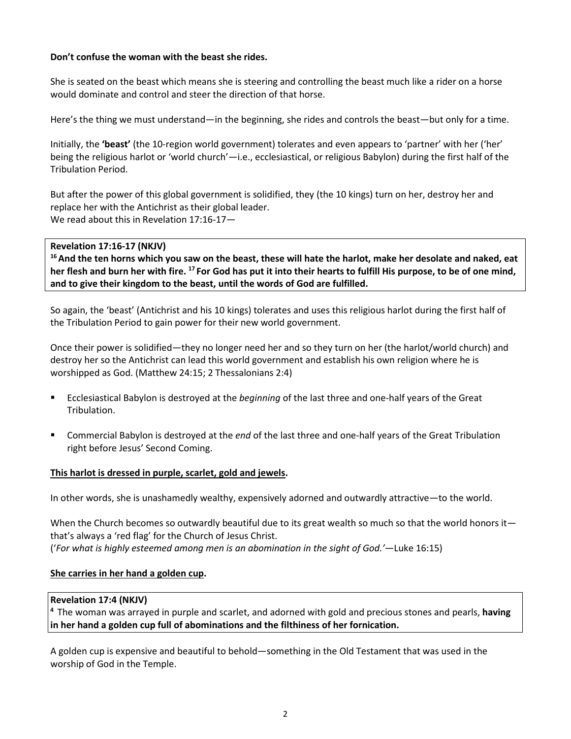**Don't confuse the woman with the beast she rides.**

She is seated on the beast which means she is steering and controlling the beast much like a rider on a horse would dominate and control and steer the direction of that horse.

Here's the thing we must understand—in the beginning, she rides and controls the beast—but only for a time.

Initially, the **'beast'** (the 10-region world government) tolerates and even appears to 'partner' with her ('her' being the religious harlot or 'world church'—i.e., ecclesiastical, or religious Babylon) during the first half of the Tribulation Period.

But after the power of this global government is solidified, they (the 10 kings) turn on her, destroy her and replace her with the Antichrist as their global leader.
We read about this in Revelation 17:16-17—

> **Revelation 17:16-17 (NKJV)**
> **[16] And the ten horns which you saw on the beast, these will hate the harlot, make her desolate and naked, eat her flesh and burn her with fire. [17] For God has put it into their hearts to fulfill His purpose, to be of one mind, and to give their kingdom to the beast, until the words of God are fulfilled.**

So again, the 'beast' (Antichrist and his 10 kings) tolerates and uses this religious harlot during the first half of the Tribulation Period to gain power for their new world government.

Once their power is solidified—they no longer need her and so they turn on her (the harlot/world church) and destroy her so the Antichrist can lead this world government and establish his own religion where he is worshipped as God. (Matthew 24:15; 2 Thessalonians 2:4)

- Ecclesiastical Babylon is destroyed at the *beginning* of the last three and one-half years of the Great Tribulation.
- Commercial Babylon is destroyed at the *end* of the last three and one-half years of the Great Tribulation right before Jesus' Second Coming.

**<u>This harlot is dressed in purple, scarlet, gold and jewels</u>.**

In other words, she is unashamedly wealthy, expensively adorned and outwardly attractive—to the world.

When the Church becomes so outwardly beautiful due to its great wealth so much so that the world honors it—that's always a 'red flag' for the Church of Jesus Christ.
('*For what is highly esteemed among men is an abomination in the sight of God.'*—Luke 16:15)

**<u>She carries in her hand a golden cup</u>.**

> **Revelation 17:4 (NKJV)**
> **[4]** The woman was arrayed in purple and scarlet, and adorned with gold and precious stones and pearls, **having in her hand a golden cup full of abominations and the filthiness of her fornication.**

A golden cup is expensive and beautiful to behold—something in the Old Testament that was used in the worship of God in the Temple.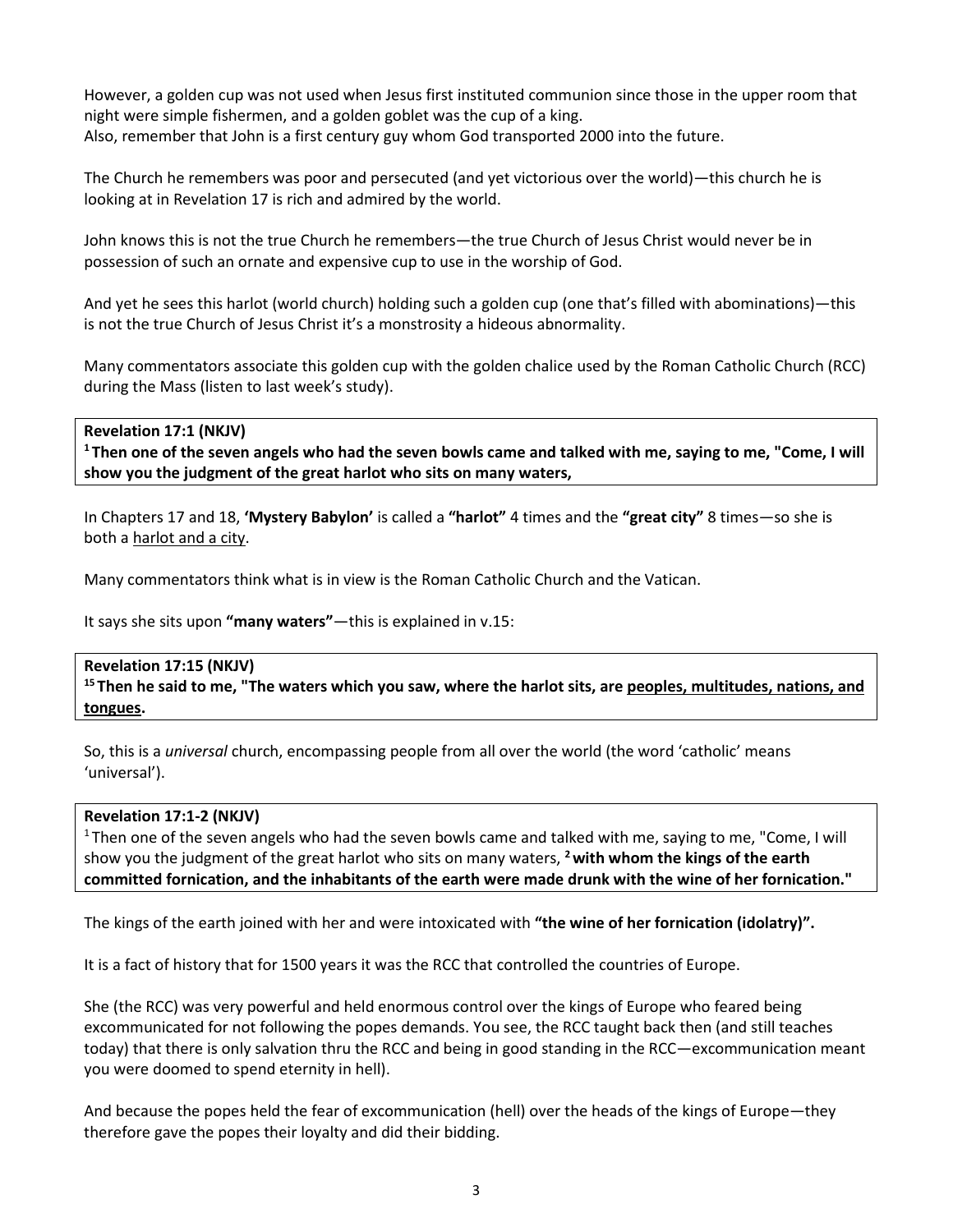However, a golden cup was not used when Jesus first instituted communion since those in the upper room that night were simple fishermen, and a golden goblet was the cup of a king.
Also, remember that John is a first century guy whom God transported 2000 into the future.

The Church he remembers was poor and persecuted (and yet victorious over the world)—this church he is looking at in Revelation 17 is rich and admired by the world.

John knows this is not the true Church he remembers—the true Church of Jesus Christ would never be in possession of such an ornate and expensive cup to use in the worship of God.

And yet he sees this harlot (world church) holding such a golden cup (one that's filled with abominations)—this is not the true Church of Jesus Christ it's a monstrosity a hideous abnormality.

Many commentators associate this golden cup with the golden chalice used by the Roman Catholic Church (RCC) during the Mass (listen to last week's study).

**Revelation 17:1 (NKJV)**
**[1] Then one of the seven angels who had the seven bowls came and talked with me, saying to me, "Come, I will show you the judgment of the great harlot who sits on many waters,**

In Chapters 17 and 18, **'Mystery Babylon'** is called a **"harlot"** 4 times and the **"great city"** 8 times—so she is both a harlot and a city.

Many commentators think what is in view is the Roman Catholic Church and the Vatican.

It says she sits upon **"many waters"**—this is explained in v.15:

**Revelation 17:15 (NKJV)**
**[15] Then he said to me, "The waters which you saw, where the harlot sits, are peoples, multitudes, nations, and tongues.**

So, this is a *universal* church, encompassing people from all over the world (the word 'catholic' means 'universal').

**Revelation 17:1-2 (NKJV)**
[1] Then one of the seven angels who had the seven bowls came and talked with me, saying to me, "Come, I will show you the judgment of the great harlot who sits on many waters, **[2] with whom the kings of the earth committed fornication, and the inhabitants of the earth were made drunk with the wine of her fornication."**

The kings of the earth joined with her and were intoxicated with **"the wine of her fornication (idolatry)".**

It is a fact of history that for 1500 years it was the RCC that controlled the countries of Europe.

She (the RCC) was very powerful and held enormous control over the kings of Europe who feared being excommunicated for not following the popes demands. You see, the RCC taught back then (and still teaches today) that there is only salvation thru the RCC and being in good standing in the RCC—excommunication meant you were doomed to spend eternity in hell).

And because the popes held the fear of excommunication (hell) over the heads of the kings of Europe—they therefore gave the popes their loyalty and did their bidding.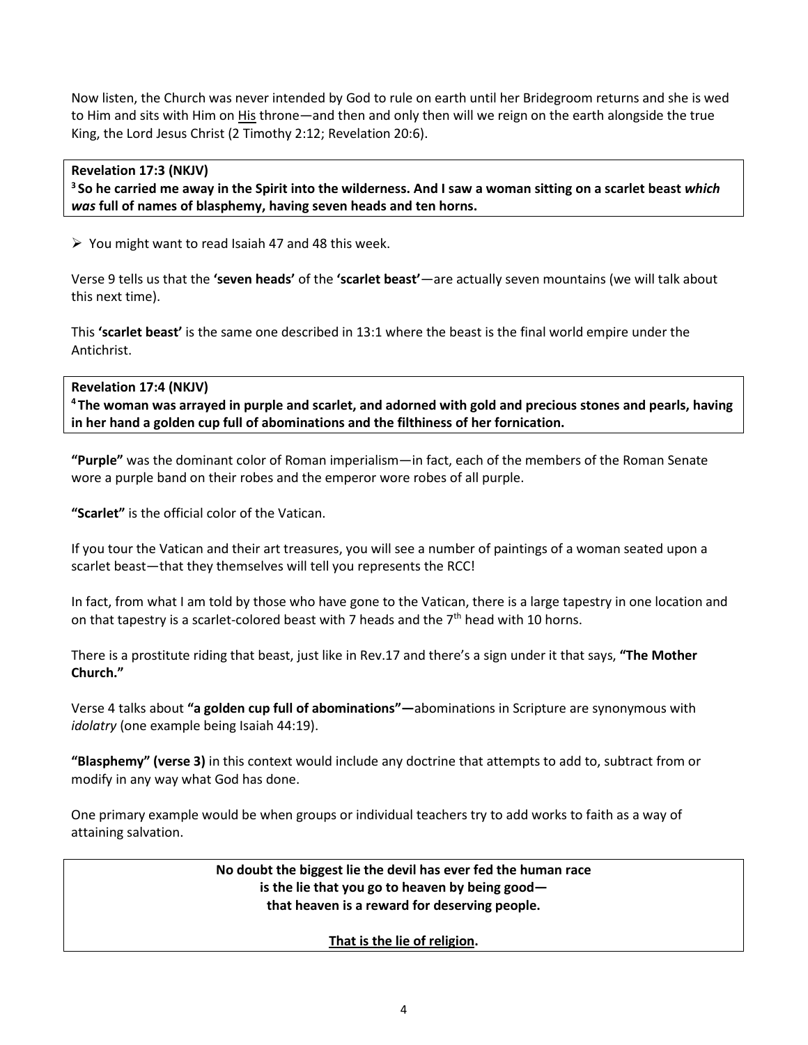Now listen, the Church was never intended by God to rule on earth until her Bridegroom returns and she is wed to Him and sits with Him on His throne—and then and only then will we reign on the earth alongside the true King, the Lord Jesus Christ (2 Timothy 2:12; Revelation 20:6).

**Revelation 17:3 (NKJV)**
**[3] So he carried me away in the Spirit into the wilderness. And I saw a woman sitting on a scarlet beast *which was* full of names of blasphemy, having seven heads and ten horns.**

- You might want to read Isaiah 47 and 48 this week.

Verse 9 tells us that the **'seven heads'** of the **'scarlet beast'**—are actually seven mountains (we will talk about this next time).

This **'scarlet beast'** is the same one described in 13:1 where the beast is the final world empire under the Antichrist.

**Revelation 17:4 (NKJV)**
**[4] The woman was arrayed in purple and scarlet, and adorned with gold and precious stones and pearls, having in her hand a golden cup full of abominations and the filthiness of her fornication.**

**"Purple"** was the dominant color of Roman imperialism—in fact, each of the members of the Roman Senate wore a purple band on their robes and the emperor wore robes of all purple.

**"Scarlet"** is the official color of the Vatican.

If you tour the Vatican and their art treasures, you will see a number of paintings of a woman seated upon a scarlet beast—that they themselves will tell you represents the RCC!

In fact, from what I am told by those who have gone to the Vatican, there is a large tapestry in one location and on that tapestry is a scarlet-colored beast with 7 heads and the 7th head with 10 horns.

There is a prostitute riding that beast, just like in Rev.17 and there's a sign under it that says, **"The Mother Church."**

Verse 4 talks about **"a golden cup full of abominations"—**abominations in Scripture are synonymous with *idolatry* (one example being Isaiah 44:19).

**"Blasphemy" (verse 3)** in this context would include any doctrine that attempts to add to, subtract from or modify in any way what God has done.

One primary example would be when groups or individual teachers try to add works to faith as a way of attaining salvation.

**No doubt the biggest lie the devil has ever fed the human race is the lie that you go to heaven by being good— that heaven is a reward for deserving people.**

**That is the lie of religion.**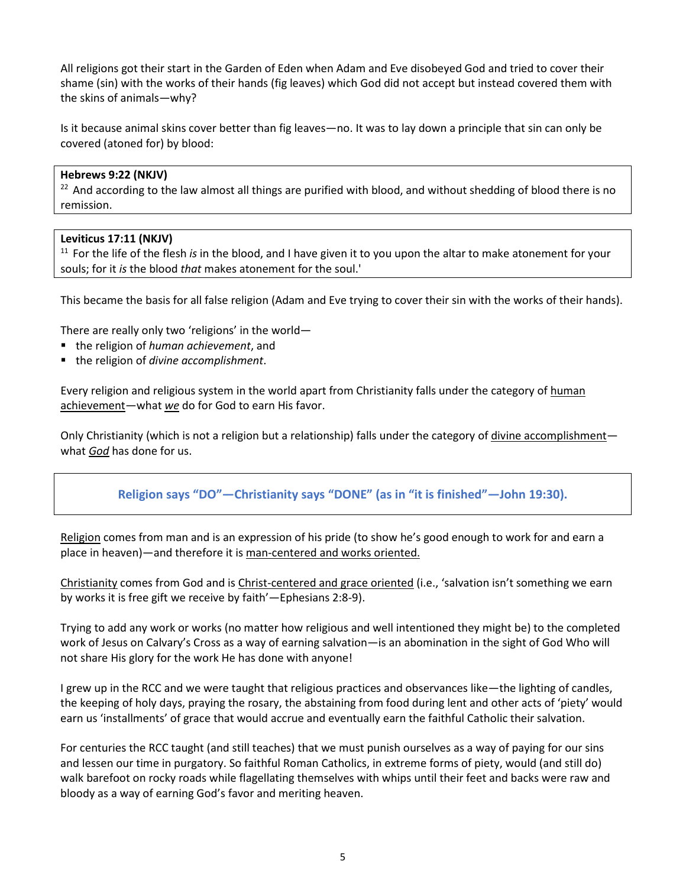All religions got their start in the Garden of Eden when Adam and Eve disobeyed God and tried to cover their shame (sin) with the works of their hands (fig leaves) which God did not accept but instead covered them with the skins of animals—why?

Is it because animal skins cover better than fig leaves—no. It was to lay down a principle that sin can only be covered (atoned for) by blood:

> **Hebrews 9:22 (NKJV)**
> [22] And according to the law almost all things are purified with blood, and without shedding of blood there is no remission.

> **Leviticus 17:11 (NKJV)**
> [11] For the life of the flesh *is* in the blood, and I have given it to you upon the altar to make atonement for your souls; for it *is* the blood *that* makes atonement for the soul.'

This became the basis for all false religion (Adam and Eve trying to cover their sin with the works of their hands).

There are really only two 'religions' in the world—

- the religion of *human achievement*, and
- the religion of *divine accomplishment*.

Every religion and religious system in the world apart from Christianity falls under the category of <u>human achievement</u>—what <u>***we***</u> do for God to earn His favor.

Only Christianity (which is not a religion but a relationship) falls under the category of <u>divine accomplishment</u>—what <u>***God***</u> has done for us.

> **Religion says "DO"—Christianity says "DONE" (as in "it is finished"—John 19:30).**

<u>Religion</u> comes from man and is an expression of his pride (to show he's good enough to work for and earn a place in heaven)—and therefore it is <u>man-centered and works oriented.</u>

<u>Christianity</u> comes from God and is <u>Christ-centered and grace oriented</u> (i.e., 'salvation isn't something we earn by works it is free gift we receive by faith'—Ephesians 2:8-9).

Trying to add any work or works (no matter how religious and well intentioned they might be) to the completed work of Jesus on Calvary's Cross as a way of earning salvation—is an abomination in the sight of God Who will not share His glory for the work He has done with anyone!

I grew up in the RCC and we were taught that religious practices and observances like—the lighting of candles, the keeping of holy days, praying the rosary, the abstaining from food during lent and other acts of 'piety' would earn us 'installments' of grace that would accrue and eventually earn the faithful Catholic their salvation.

For centuries the RCC taught (and still teaches) that we must punish ourselves as a way of paying for our sins and lessen our time in purgatory. So faithful Roman Catholics, in extreme forms of piety, would (and still do) walk barefoot on rocky roads while flagellating themselves with whips until their feet and backs were raw and bloody as a way of earning God's favor and meriting heaven.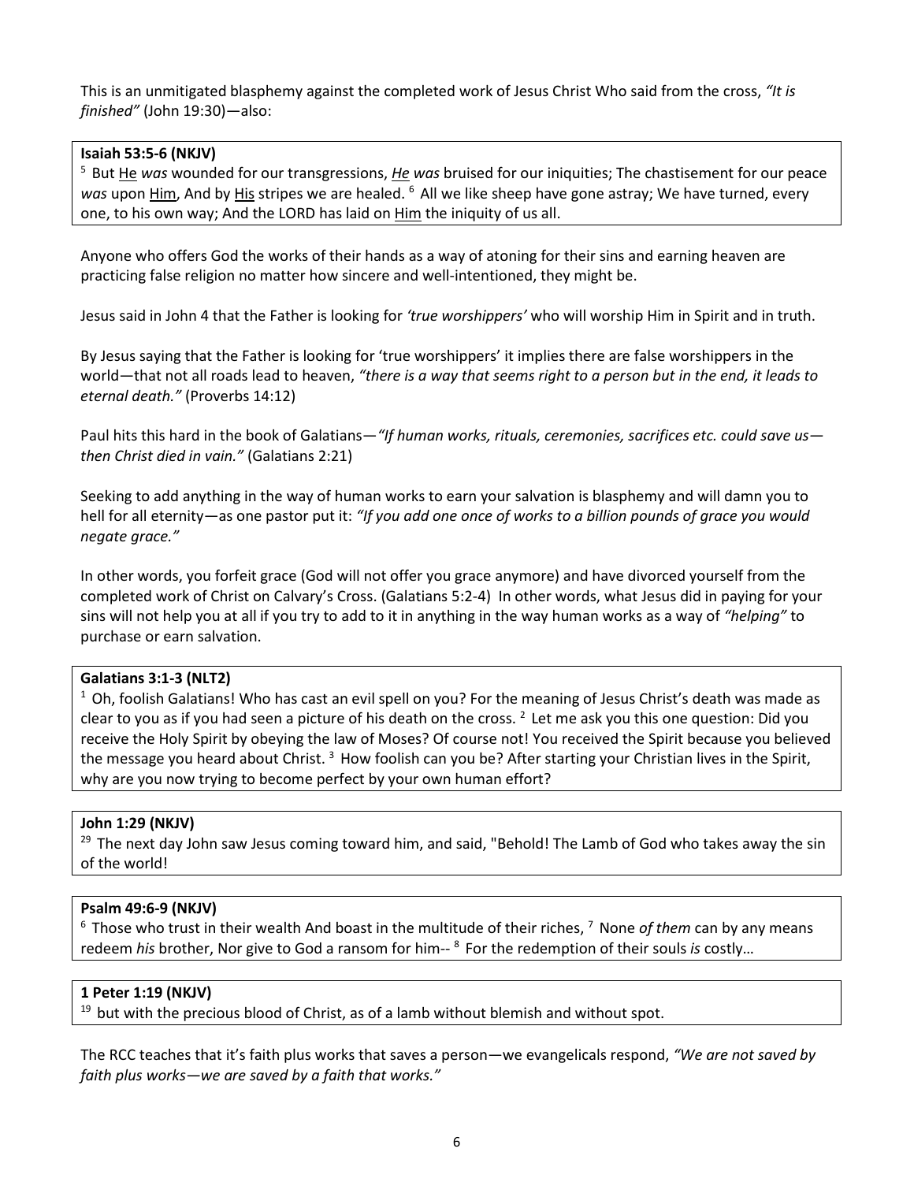This is an unmitigated blasphemy against the completed work of Jesus Christ Who said from the cross, *"It is finished"* (John 19:30)—also:

**Isaiah 53:5-6 (NKJV)**
[5] But He *was* wounded for our transgressions, *He was* bruised for our iniquities; The chastisement for our peace *was* upon Him, And by His stripes we are healed. [6] All we like sheep have gone astray; We have turned, every one, to his own way; And the LORD has laid on Him the iniquity of us all.

Anyone who offers God the works of their hands as a way of atoning for their sins and earning heaven are practicing false religion no matter how sincere and well-intentioned, they might be.

Jesus said in John 4 that the Father is looking for *'true worshippers'* who will worship Him in Spirit and in truth.

By Jesus saying that the Father is looking for 'true worshippers' it implies there are false worshippers in the world—that not all roads lead to heaven, *"there is a way that seems right to a person but in the end, it leads to eternal death."* (Proverbs 14:12)

Paul hits this hard in the book of Galatians—*"If human works, rituals, ceremonies, sacrifices etc. could save us—then Christ died in vain."* (Galatians 2:21)

Seeking to add anything in the way of human works to earn your salvation is blasphemy and will damn you to hell for all eternity—as one pastor put it: *"If you add one once of works to a billion pounds of grace you would negate grace."*

In other words, you forfeit grace (God will not offer you grace anymore) and have divorced yourself from the completed work of Christ on Calvary's Cross. (Galatians 5:2-4) In other words, what Jesus did in paying for your sins will not help you at all if you try to add to it in anything in the way human works as a way of *"helping"* to purchase or earn salvation.

**Galatians 3:1-3 (NLT2)**
[1] Oh, foolish Galatians! Who has cast an evil spell on you? For the meaning of Jesus Christ's death was made as clear to you as if you had seen a picture of his death on the cross. [2] Let me ask you this one question: Did you receive the Holy Spirit by obeying the law of Moses? Of course not! You received the Spirit because you believed the message you heard about Christ. [3] How foolish can you be? After starting your Christian lives in the Spirit, why are you now trying to become perfect by your own human effort?

**John 1:29 (NKJV)**
[29] The next day John saw Jesus coming toward him, and said, "Behold! The Lamb of God who takes away the sin of the world!

**Psalm 49:6-9 (NKJV)**
[6] Those who trust in their wealth And boast in the multitude of their riches, [7] None *of them* can by any means redeem *his* brother, Nor give to God a ransom for him-- [8] For the redemption of their souls *is* costly…

**1 Peter 1:19 (NKJV)**
[19] but with the precious blood of Christ, as of a lamb without blemish and without spot.

The RCC teaches that it's faith plus works that saves a person—we evangelicals respond, *"We are not saved by faith plus works—we are saved by a faith that works."*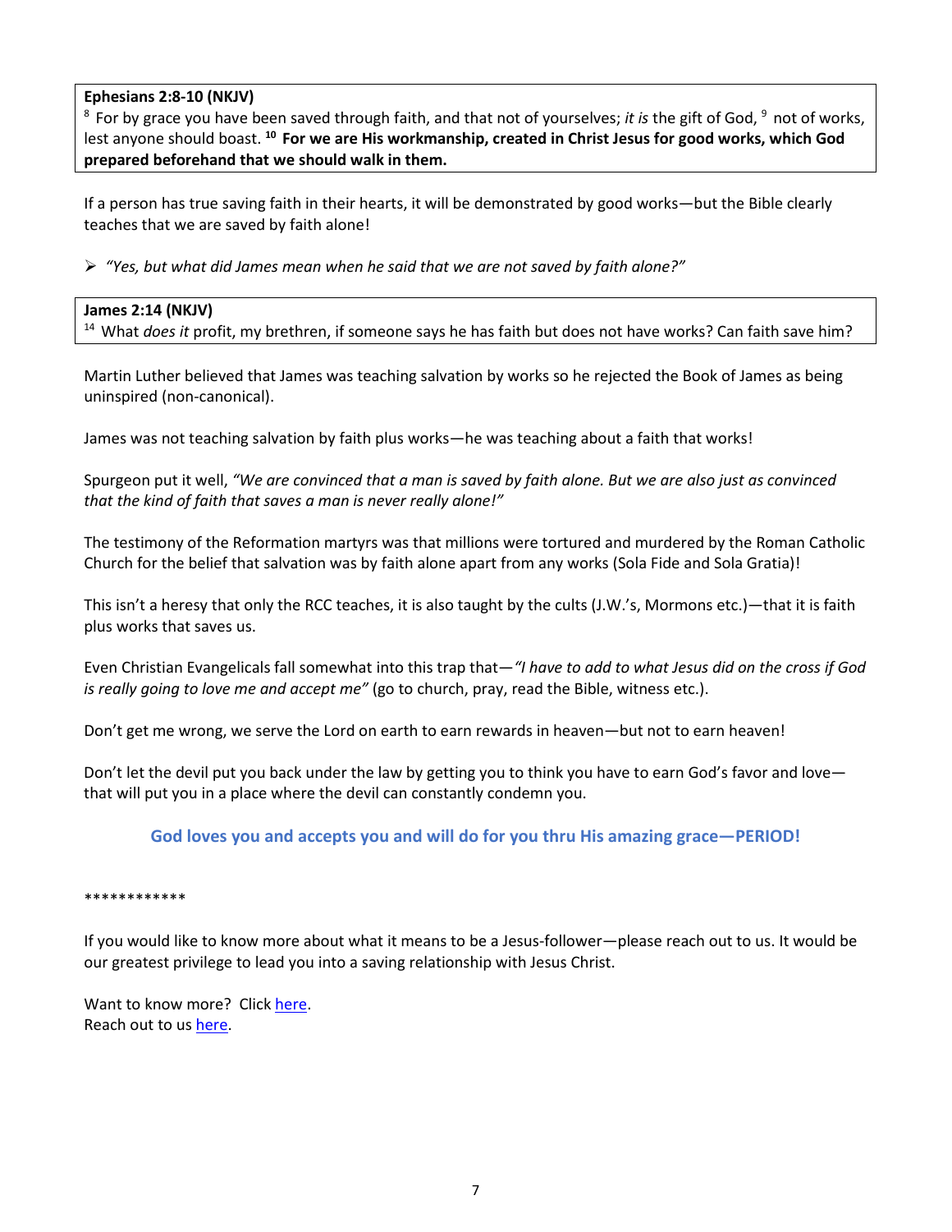**Ephesians 2:8-10 (NKJV)**
[8] For by grace you have been saved through faith, and that not of yourselves; *it is* the gift of God, [9] not of works, lest anyone should boast. **[10] For we are His workmanship, created in Christ Jesus for good works, which God prepared beforehand that we should walk in them.**

If a person has true saving faith in their hearts, it will be demonstrated by good works—but the Bible clearly teaches that we are saved by faith alone!

- *"Yes, but what did James mean when he said that we are not saved by faith alone?"*

**James 2:14 (NKJV)**
[14] What *does it* profit, my brethren, if someone says he has faith but does not have works? Can faith save him?

Martin Luther believed that James was teaching salvation by works so he rejected the Book of James as being uninspired (non-canonical).

James was not teaching salvation by faith plus works—he was teaching about a faith that works!

Spurgeon put it well, *"We are convinced that a man is saved by faith alone. But we are also just as convinced that the kind of faith that saves a man is never really alone!"*

The testimony of the Reformation martyrs was that millions were tortured and murdered by the Roman Catholic Church for the belief that salvation was by faith alone apart from any works (Sola Fide and Sola Gratia)!

This isn't a heresy that only the RCC teaches, it is also taught by the cults (J.W.'s, Mormons etc.)—that it is faith plus works that saves us.

Even Christian Evangelicals fall somewhat into this trap that—*"I have to add to what Jesus did on the cross if God is really going to love me and accept me"* (go to church, pray, read the Bible, witness etc.).

Don't get me wrong, we serve the Lord on earth to earn rewards in heaven—but not to earn heaven!

Don't let the devil put you back under the law by getting you to think you have to earn God's favor and love—that will put you in a place where the devil can constantly condemn you.

**God loves you and accepts you and will do for you thru His amazing grace—PERIOD!**

************

If you would like to know more about what it means to be a Jesus-follower—please reach out to us. It would be our greatest privilege to lead you into a saving relationship with Jesus Christ.

Want to know more? Click here.
Reach out to us here.